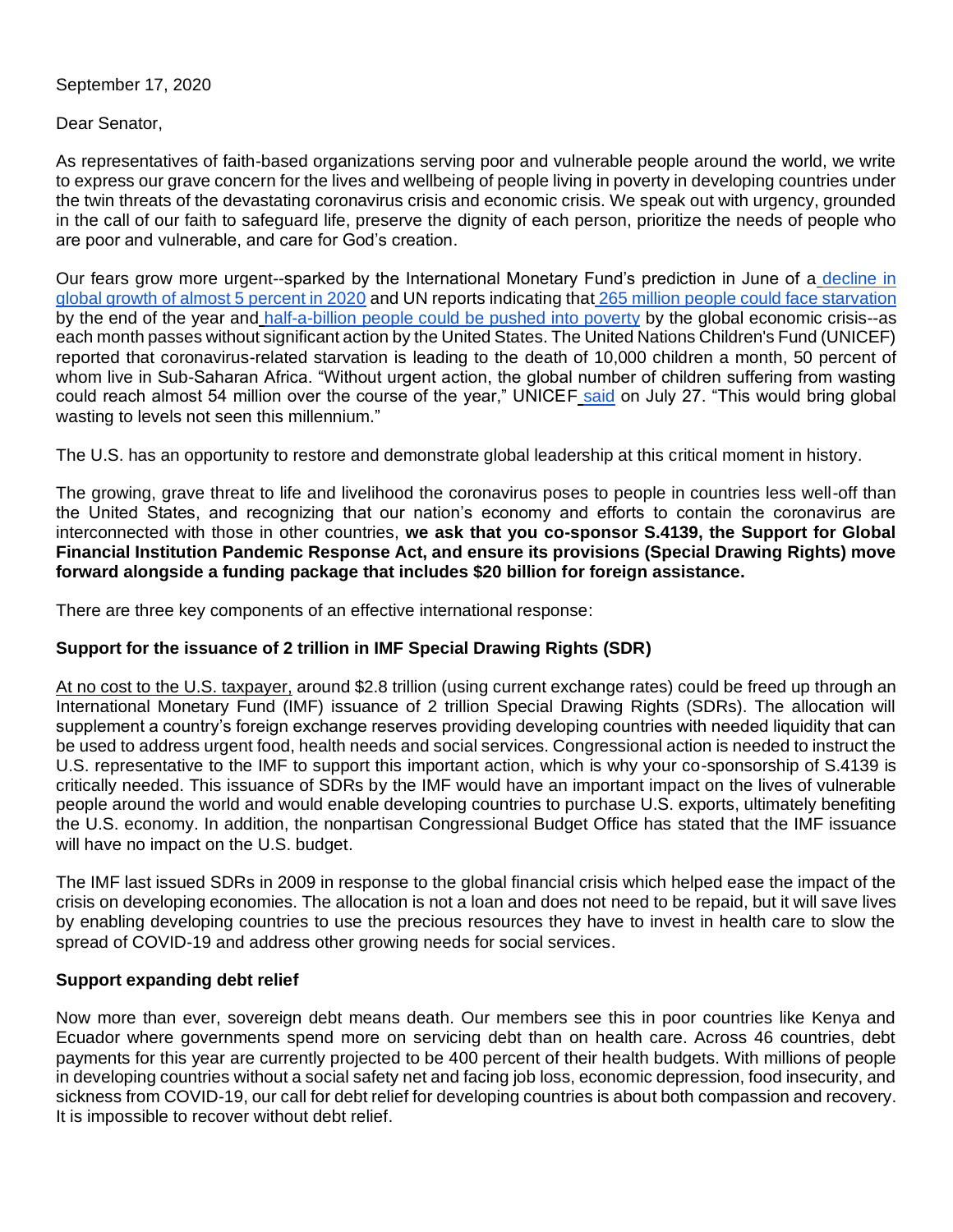September 17, 2020

Dear Senator,

As representatives of faith-based organizations serving poor and vulnerable people around the world, we write to express our grave concern for the lives and wellbeing of people living in poverty in developing countries under the twin threats of the devastating coronavirus crisis and economic crisis. We speak out with urgency, grounded in the call of our faith to safeguard life, preserve the dignity of each person, prioritize the needs of people who are poor and vulnerable, and care for God's creation.

Our fears grow more urgent--sparked by the International Monetary Fund's prediction in June of a decline in global growth of almost 5 percent in 2020 and UN reports indicating that 265 million people could face starvation by the end of the year and half-a-billion people could be pushed into poverty by the global economic crisis--as each month passes without significant action by the United States. The United Nations Children's Fund (UNICEF) reported that coronavirus-related starvation is leading to the death of 10,000 children a month, 50 percent of whom live in Sub-Saharan Africa. "Without urgent action, the global number of children suffering from wasting could reach almost 54 million over the course of the year," UNICEF said on July 27. "This would bring global wasting to levels not seen this millennium."

The U.S. has an opportunity to restore and demonstrate global leadership at this critical moment in history.

The growing, grave threat to life and livelihood the coronavirus poses to people in countries less well-off than the United States, and recognizing that our nation's economy and efforts to contain the coronavirus are interconnected with those in other countries, **we ask that you co-sponsor S.4139, the Support for Global Financial Institution Pandemic Response Act, and ensure its provisions (Special Drawing Rights) move forward alongside a funding package that includes $20 billion for foreign assistance.**

There are three key components of an effective international response:

**Support for the issuance of 2 trillion in IMF Special Drawing Rights (SDR)**

At no cost to the U.S. taxpayer, around $2.8 trillion (using current exchange rates) could be freed up through an International Monetary Fund (IMF) issuance of 2 trillion Special Drawing Rights (SDRs). The allocation will supplement a country's foreign exchange reserves providing developing countries with needed liquidity that can be used to address urgent food, health needs and social services. Congressional action is needed to instruct the U.S. representative to the IMF to support this important action, which is why your co-sponsorship of S.4139 is critically needed. This issuance of SDRs by the IMF would have an important impact on the lives of vulnerable people around the world and would enable developing countries to purchase U.S. exports, ultimately benefiting the U.S. economy. In addition, the nonpartisan Congressional Budget Office has stated that the IMF issuance will have no impact on the U.S. budget.

The IMF last issued SDRs in 2009 in response to the global financial crisis which helped ease the impact of the crisis on developing economies. The allocation is not a loan and does not need to be repaid, but it will save lives by enabling developing countries to use the precious resources they have to invest in health care to slow the spread of COVID-19 and address other growing needs for social services.

**Support expanding debt relief**

Now more than ever, sovereign debt means death. Our members see this in poor countries like Kenya and Ecuador where governments spend more on servicing debt than on health care. Across 46 countries, debt payments for this year are currently projected to be 400 percent of their health budgets. With millions of people in developing countries without a social safety net and facing job loss, economic depression, food insecurity, and sickness from COVID-19, our call for debt relief for developing countries is about both compassion and recovery. It is impossible to recover without debt relief.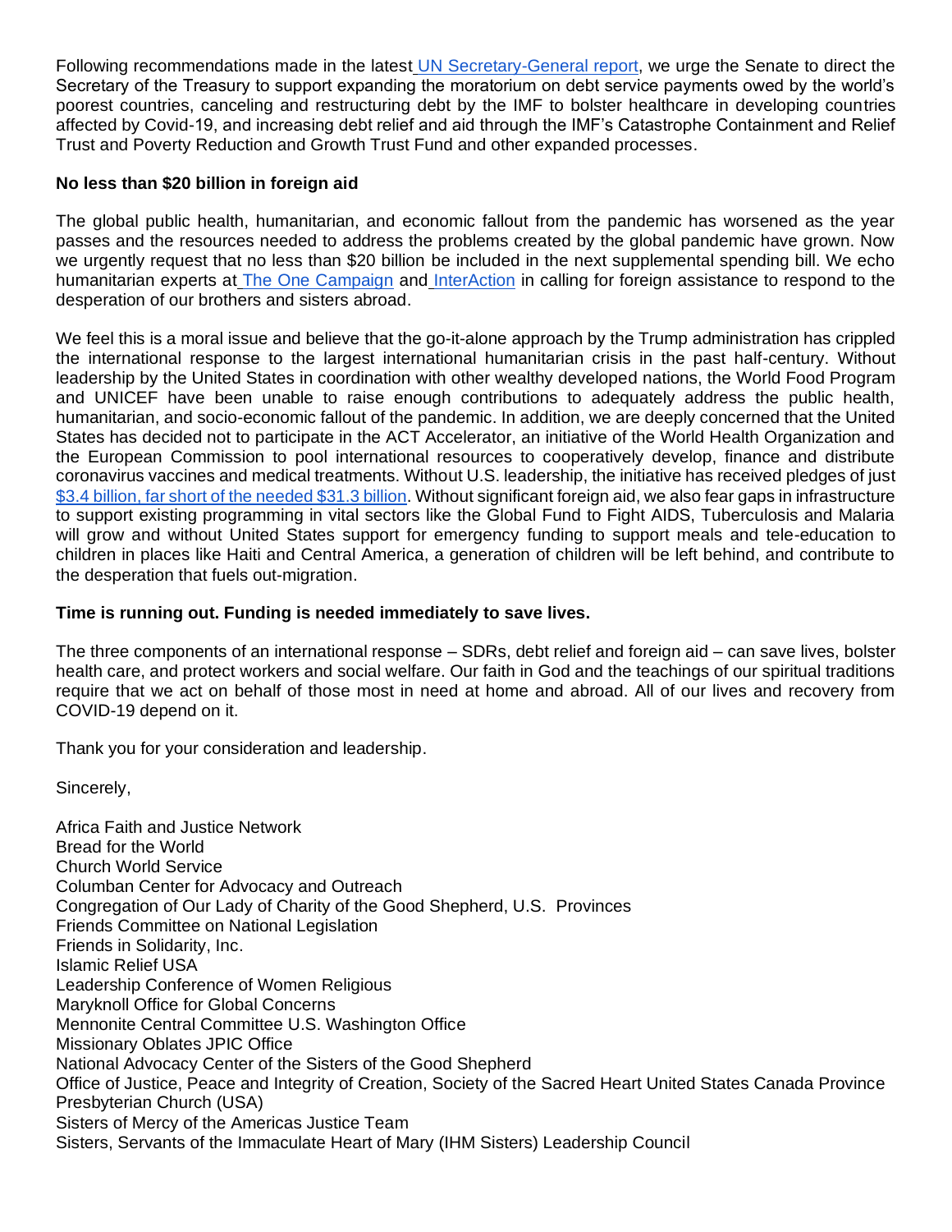Following recommendations made in the latest UN Secretary-General report, we urge the Senate to direct the Secretary of the Treasury to support expanding the moratorium on debt service payments owed by the world's poorest countries, canceling and restructuring debt by the IMF to bolster healthcare in developing countries affected by Covid-19, and increasing debt relief and aid through the IMF's Catastrophe Containment and Relief Trust and Poverty Reduction and Growth Trust Fund and other expanded processes.

**No less than $20 billion in foreign aid**

The global public health, humanitarian, and economic fallout from the pandemic has worsened as the year passes and the resources needed to address the problems created by the global pandemic have grown. Now we urgently request that no less than $20 billion be included in the next supplemental spending bill. We echo humanitarian experts at The One Campaign and InterAction in calling for foreign assistance to respond to the desperation of our brothers and sisters abroad.

We feel this is a moral issue and believe that the go-it-alone approach by the Trump administration has crippled the international response to the largest international humanitarian crisis in the past half-century. Without leadership by the United States in coordination with other wealthy developed nations, the World Food Program and UNICEF have been unable to raise enough contributions to adequately address the public health, humanitarian, and socio-economic fallout of the pandemic. In addition, we are deeply concerned that the United States has decided not to participate in the ACT Accelerator, an initiative of the World Health Organization and the European Commission to pool international resources to cooperatively develop, finance and distribute coronavirus vaccines and medical treatments. Without U.S. leadership, the initiative has received pledges of just $3.4 billion, far short of the needed $31.3 billion. Without significant foreign aid, we also fear gaps in infrastructure to support existing programming in vital sectors like the Global Fund to Fight AIDS, Tuberculosis and Malaria will grow and without United States support for emergency funding to support meals and tele-education to children in places like Haiti and Central America, a generation of children will be left behind, and contribute to the desperation that fuels out-migration.

**Time is running out. Funding is needed immediately to save lives.**

The three components of an international response – SDRs, debt relief and foreign aid – can save lives, bolster health care, and protect workers and social welfare. Our faith in God and the teachings of our spiritual traditions require that we act on behalf of those most in need at home and abroad. All of our lives and recovery from COVID-19 depend on it.

Thank you for your consideration and leadership.

Sincerely,

Africa Faith and Justice Network
Bread for the World
Church World Service
Columban Center for Advocacy and Outreach
Congregation of Our Lady of Charity of the Good Shepherd, U.S. Provinces
Friends Committee on National Legislation
Friends in Solidarity, Inc.
Islamic Relief USA
Leadership Conference of Women Religious
Maryknoll Office for Global Concerns
Mennonite Central Committee U.S. Washington Office
Missionary Oblates JPIC Office
National Advocacy Center of the Sisters of the Good Shepherd
Office of Justice, Peace and Integrity of Creation, Society of the Sacred Heart United States Canada Province
Presbyterian Church (USA)
Sisters of Mercy of the Americas Justice Team
Sisters, Servants of the Immaculate Heart of Mary (IHM Sisters) Leadership Council